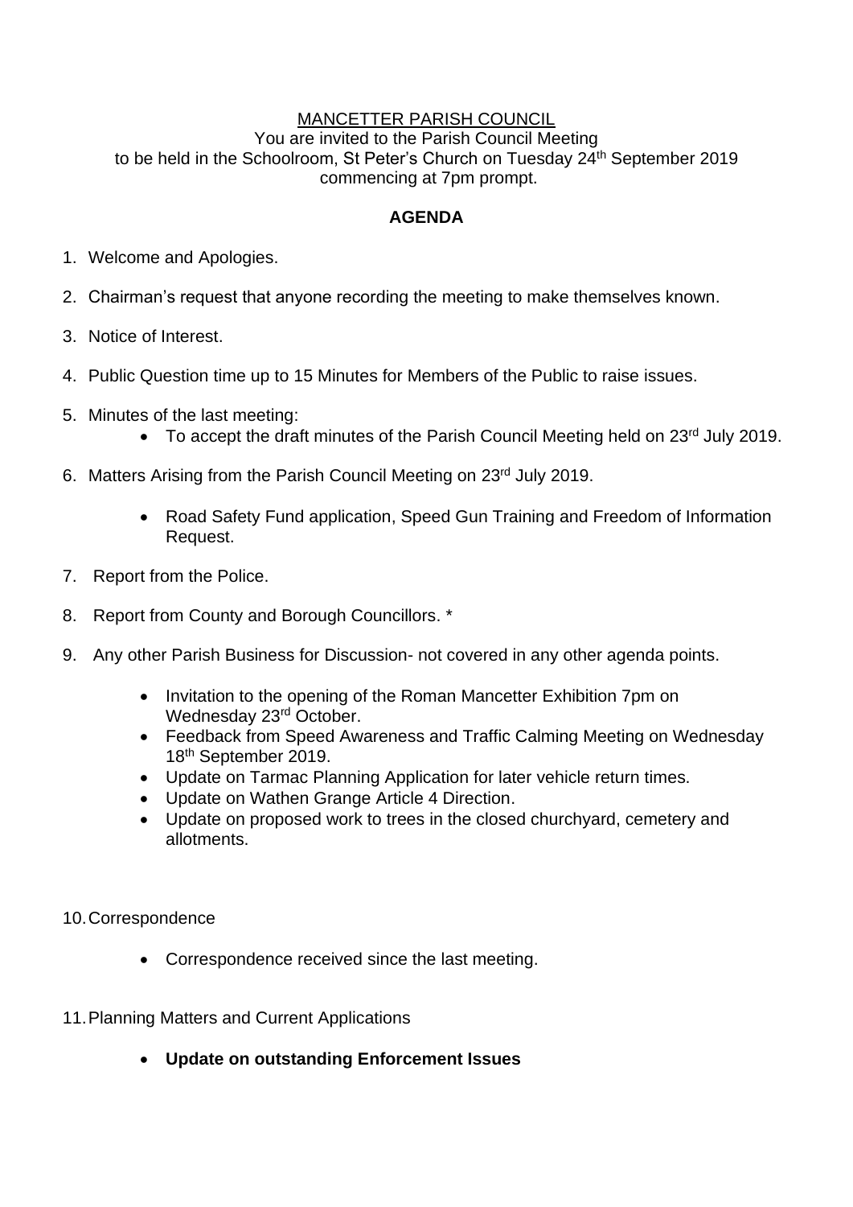MANCETTER PARISH COUNCIL

You are invited to the Parish Council Meeting
to be held in the Schoolroom, St Peter's Church on Tuesday 24th September 2019
commencing at 7pm prompt.

**AGENDA**

1. Welcome and Apologies.
2. Chairman's request that anyone recording the meeting to make themselves known.
3. Notice of Interest.
4. Public Question time up to 15 Minutes for Members of the Public to raise issues.
5. Minutes of the last meeting:
   - To accept the draft minutes of the Parish Council Meeting held on 23rd July 2019.
6. Matters Arising from the Parish Council Meeting on 23rd July 2019.
   - Road Safety Fund application, Speed Gun Training and Freedom of Information Request.
7. Report from the Police.
8. Report from County and Borough Councillors. *
9. Any other Parish Business for Discussion- not covered in any other agenda points.
   - Invitation to the opening of the Roman Mancetter Exhibition 7pm on Wednesday 23rd October.
   - Feedback from Speed Awareness and Traffic Calming Meeting on Wednesday 18th September 2019.
   - Update on Tarmac Planning Application for later vehicle return times.
   - Update on Wathen Grange Article 4 Direction.
   - Update on proposed work to trees in the closed churchyard, cemetery and allotments.
10. Correspondence
    - Correspondence received since the last meeting.
11. Planning Matters and Current Applications
    - **Update on outstanding Enforcement Issues**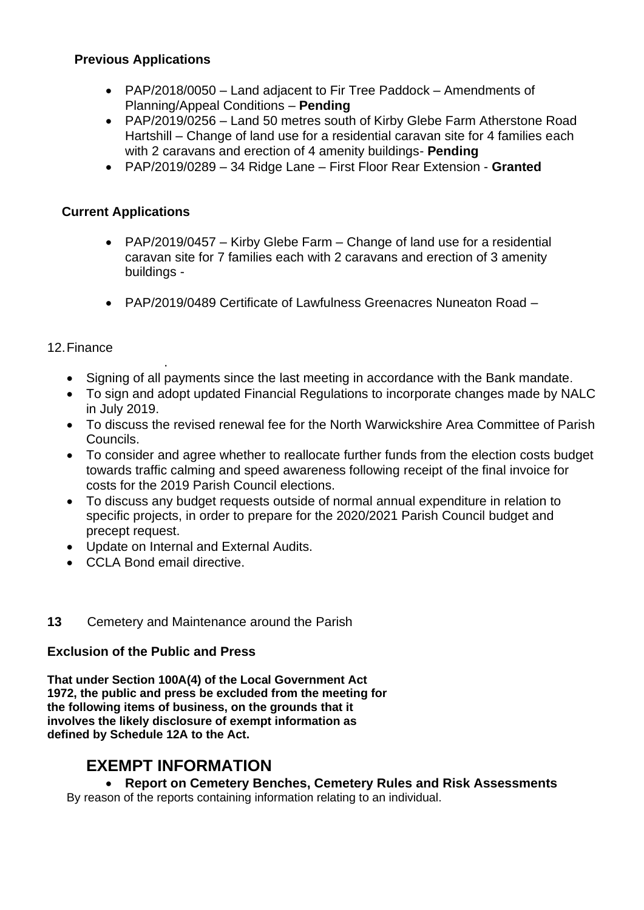**Previous Applications**

- PAP/2018/0050 – Land adjacent to Fir Tree Paddock – Amendments of Planning/Appeal Conditions – **Pending**
- PAP/2019/0256 – Land 50 metres south of Kirby Glebe Farm Atherstone Road Hartshill – Change of land use for a residential caravan site for 4 families each with 2 caravans and erection of 4 amenity buildings- **Pending**
- PAP/2019/0289 – 34 Ridge Lane – First Floor Rear Extension - **Granted**

**Current Applications**

- PAP/2019/0457 – Kirby Glebe Farm – Change of land use for a residential caravan site for 7 families each with 2 caravans and erection of 3 amenity buildings -
- PAP/2019/0489 Certificate of Lawfulness Greenacres Nuneaton Road –

12. Finance

- Signing of all payments since the last meeting in accordance with the Bank mandate.
- To sign and adopt updated Financial Regulations to incorporate changes made by NALC in July 2019.
- To discuss the revised renewal fee for the North Warwickshire Area Committee of Parish Councils.
- To consider and agree whether to reallocate further funds from the election costs budget towards traffic calming and speed awareness following receipt of the final invoice for costs for the 2019 Parish Council elections.
- To discuss any budget requests outside of normal annual expenditure in relation to specific projects, in order to prepare for the 2020/2021 Parish Council budget and precept request.
- Update on Internal and External Audits.
- CCLA Bond email directive.

**13** Cemetery and Maintenance around the Parish

**Exclusion of the Public and Press**

**That under Section 100A(4) of the Local Government Act 1972, the public and press be excluded from the meeting for the following items of business, on the grounds that it involves the likely disclosure of exempt information as defined by Schedule 12A to the Act.**

## EXEMPT INFORMATION

- **Report on Cemetery Benches, Cemetery Rules and Risk Assessments**

By reason of the reports containing information relating to an individual.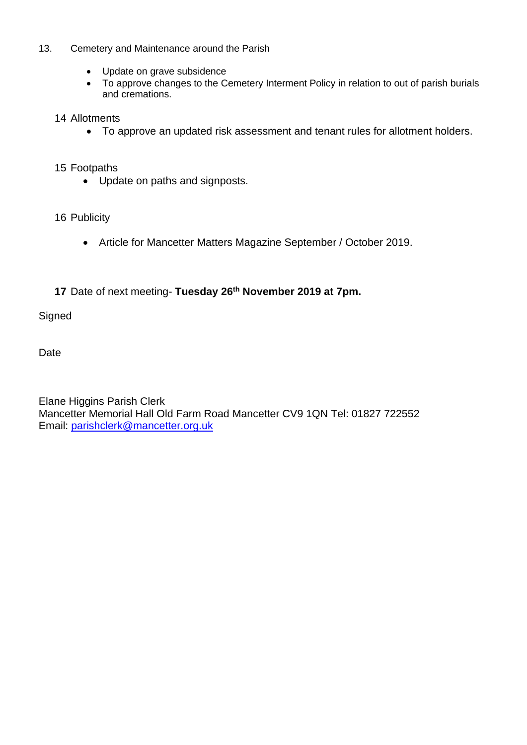13. Cemetery and Maintenance around the Parish

- Update on grave subsidence
- To approve changes to the Cemetery Interment Policy in relation to out of parish burials and cremations.

14 Allotments

- To approve an updated risk assessment and tenant rules for allotment holders.

15 Footpaths

- Update on paths and signposts.

16 Publicity

- Article for Mancetter Matters Magazine September / October 2019.

**17** Date of next meeting- **Tuesday 26th November 2019 at 7pm.**

Signed

Date

Elane Higgins Parish Clerk
Mancetter Memorial Hall Old Farm Road Mancetter CV9 1QN Tel: 01827 722552
Email: parishclerk@mancetter.org.uk